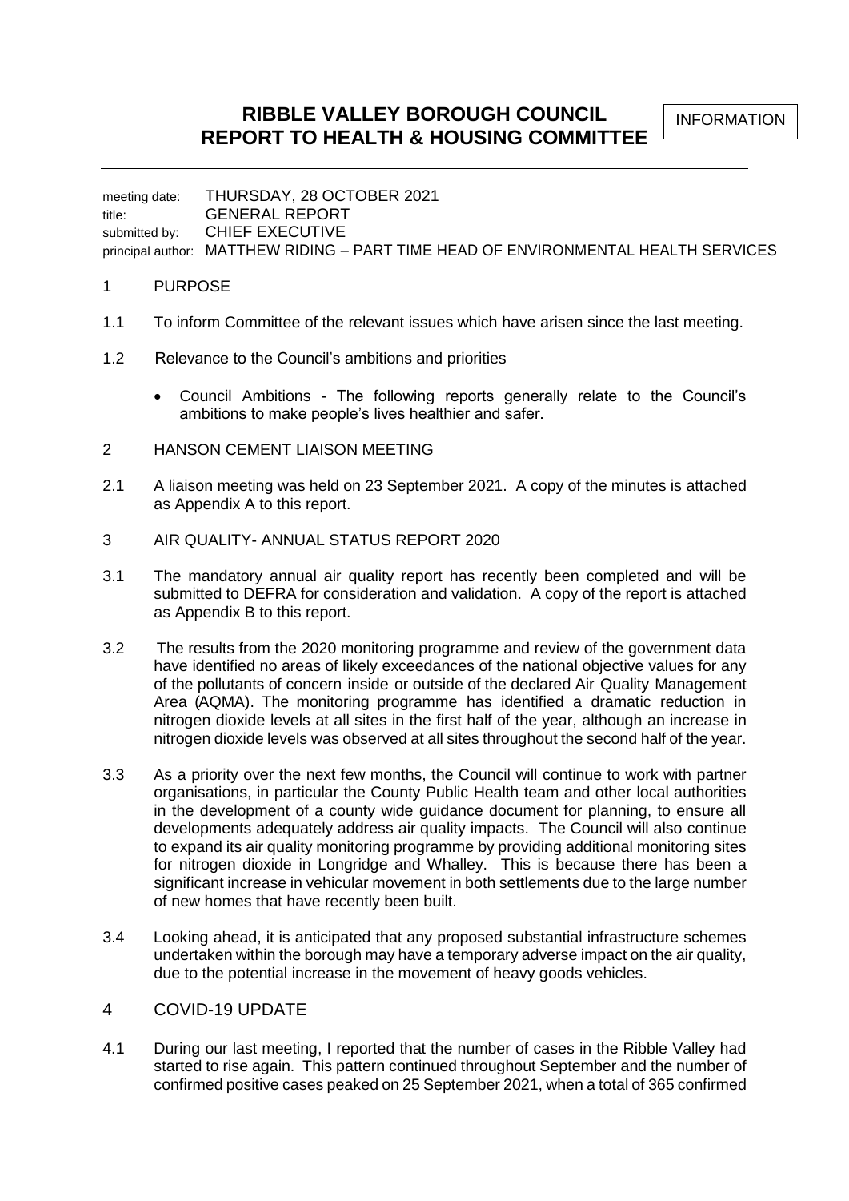# RIBBLE VALLEY BOROUGH COUNCIL
# REPORT TO HEALTH & HOUSING COMMITTEE

INFORMATION

meeting date: THURSDAY, 28 OCTOBER 2021
title: GENERAL REPORT
submitted by: CHIEF EXECUTIVE
principal author: MATTHEW RIDING – PART TIME HEAD OF ENVIRONMENTAL HEALTH SERVICES

## 1 PURPOSE

1.1 To inform Committee of the relevant issues which have arisen since the last meeting.

1.2 Relevance to the Council's ambitions and priorities

- Council Ambitions - The following reports generally relate to the Council's ambitions to make people's lives healthier and safer.

## 2 HANSON CEMENT LIAISON MEETING

2.1 A liaison meeting was held on 23 September 2021. A copy of the minutes is attached as Appendix A to this report.

## 3 AIR QUALITY- ANNUAL STATUS REPORT 2020

3.1 The mandatory annual air quality report has recently been completed and will be submitted to DEFRA for consideration and validation. A copy of the report is attached as Appendix B to this report.

3.2 The results from the 2020 monitoring programme and review of the government data have identified no areas of likely exceedances of the national objective values for any of the pollutants of concern inside or outside of the declared Air Quality Management Area (AQMA). The monitoring programme has identified a dramatic reduction in nitrogen dioxide levels at all sites in the first half of the year, although an increase in nitrogen dioxide levels was observed at all sites throughout the second half of the year.

3.3 As a priority over the next few months, the Council will continue to work with partner organisations, in particular the County Public Health team and other local authorities in the development of a county wide guidance document for planning, to ensure all developments adequately address air quality impacts. The Council will also continue to expand its air quality monitoring programme by providing additional monitoring sites for nitrogen dioxide in Longridge and Whalley. This is because there has been a significant increase in vehicular movement in both settlements due to the large number of new homes that have recently been built.

3.4 Looking ahead, it is anticipated that any proposed substantial infrastructure schemes undertaken within the borough may have a temporary adverse impact on the air quality, due to the potential increase in the movement of heavy goods vehicles.

## 4 COVID-19 UPDATE

4.1 During our last meeting, I reported that the number of cases in the Ribble Valley had started to rise again. This pattern continued throughout September and the number of confirmed positive cases peaked on 25 September 2021, when a total of 365 confirmed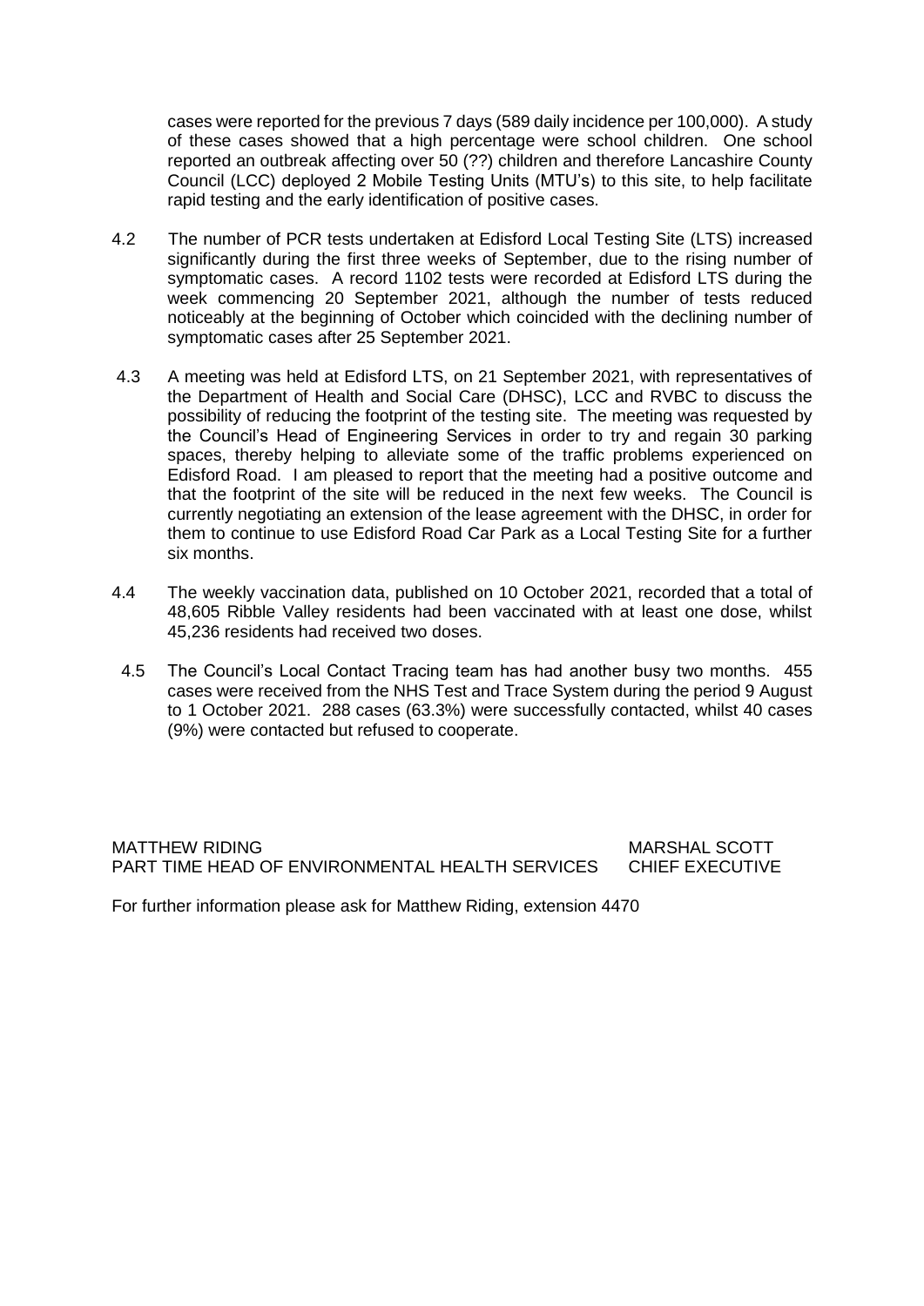cases were reported for the previous 7 days (589 daily incidence per 100,000). A study of these cases showed that a high percentage were school children. One school reported an outbreak affecting over 50 (??) children and therefore Lancashire County Council (LCC) deployed 2 Mobile Testing Units (MTU's) to this site, to help facilitate rapid testing and the early identification of positive cases.

4.2 The number of PCR tests undertaken at Edisford Local Testing Site (LTS) increased significantly during the first three weeks of September, due to the rising number of symptomatic cases. A record 1102 tests were recorded at Edisford LTS during the week commencing 20 September 2021, although the number of tests reduced noticeably at the beginning of October which coincided with the declining number of symptomatic cases after 25 September 2021.

4.3 A meeting was held at Edisford LTS, on 21 September 2021, with representatives of the Department of Health and Social Care (DHSC), LCC and RVBC to discuss the possibility of reducing the footprint of the testing site. The meeting was requested by the Council's Head of Engineering Services in order to try and regain 30 parking spaces, thereby helping to alleviate some of the traffic problems experienced on Edisford Road. I am pleased to report that the meeting had a positive outcome and that the footprint of the site will be reduced in the next few weeks. The Council is currently negotiating an extension of the lease agreement with the DHSC, in order for them to continue to use Edisford Road Car Park as a Local Testing Site for a further six months.

4.4 The weekly vaccination data, published on 10 October 2021, recorded that a total of 48,605 Ribble Valley residents had been vaccinated with at least one dose, whilst 45,236 residents had received two doses.

4.5 The Council's Local Contact Tracing team has had another busy two months. 455 cases were received from the NHS Test and Trace System during the period 9 August to 1 October 2021. 288 cases (63.3%) were successfully contacted, whilst 40 cases (9%) were contacted but refused to cooperate.

MATTHEW RIDING
PART TIME HEAD OF ENVIRONMENTAL HEALTH SERVICES

MARSHAL SCOTT
CHIEF EXECUTIVE

For further information please ask for Matthew Riding, extension 4470